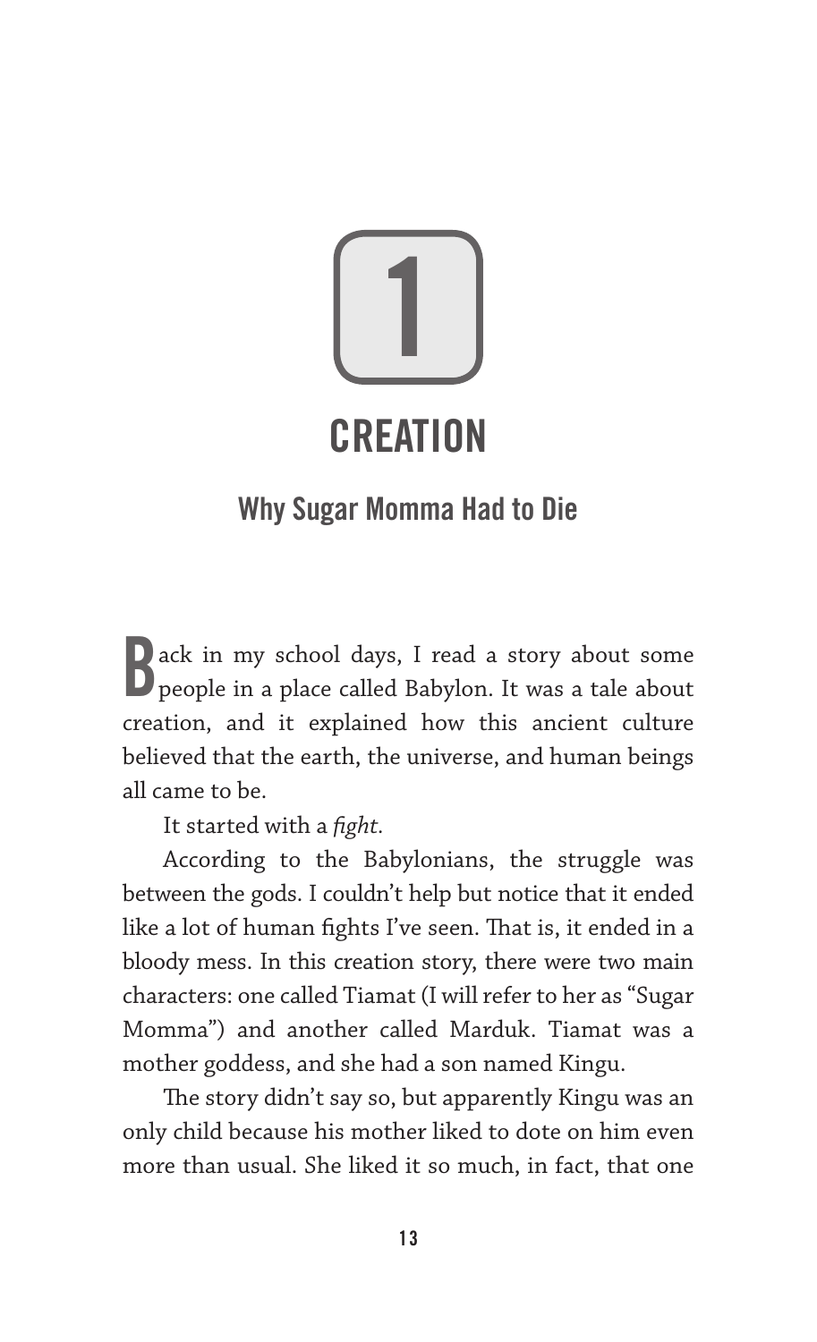# 1

# CREATION

## Why Sugar Momma Had to Die

Back in my school days, I read a story about some people in a place called Babylon. It was a tale about creation, and it explained how this ancient culture believed that the earth, the universe, and human beings all came to be.

It started with a *fight*.

According to the Babylonians, the struggle was between the gods. I couldn't help but notice that it ended like a lot of human fights I've seen. That is, it ended in a bloody mess. In this creation story, there were two main characters: one called Tiamat (I will refer to her as "Sugar Momma") and another called Marduk. Tiamat was a mother goddess, and she had a son named Kingu.

The story didn't say so, but apparently Kingu was an only child because his mother liked to dote on him even more than usual. She liked it so much, in fact, that one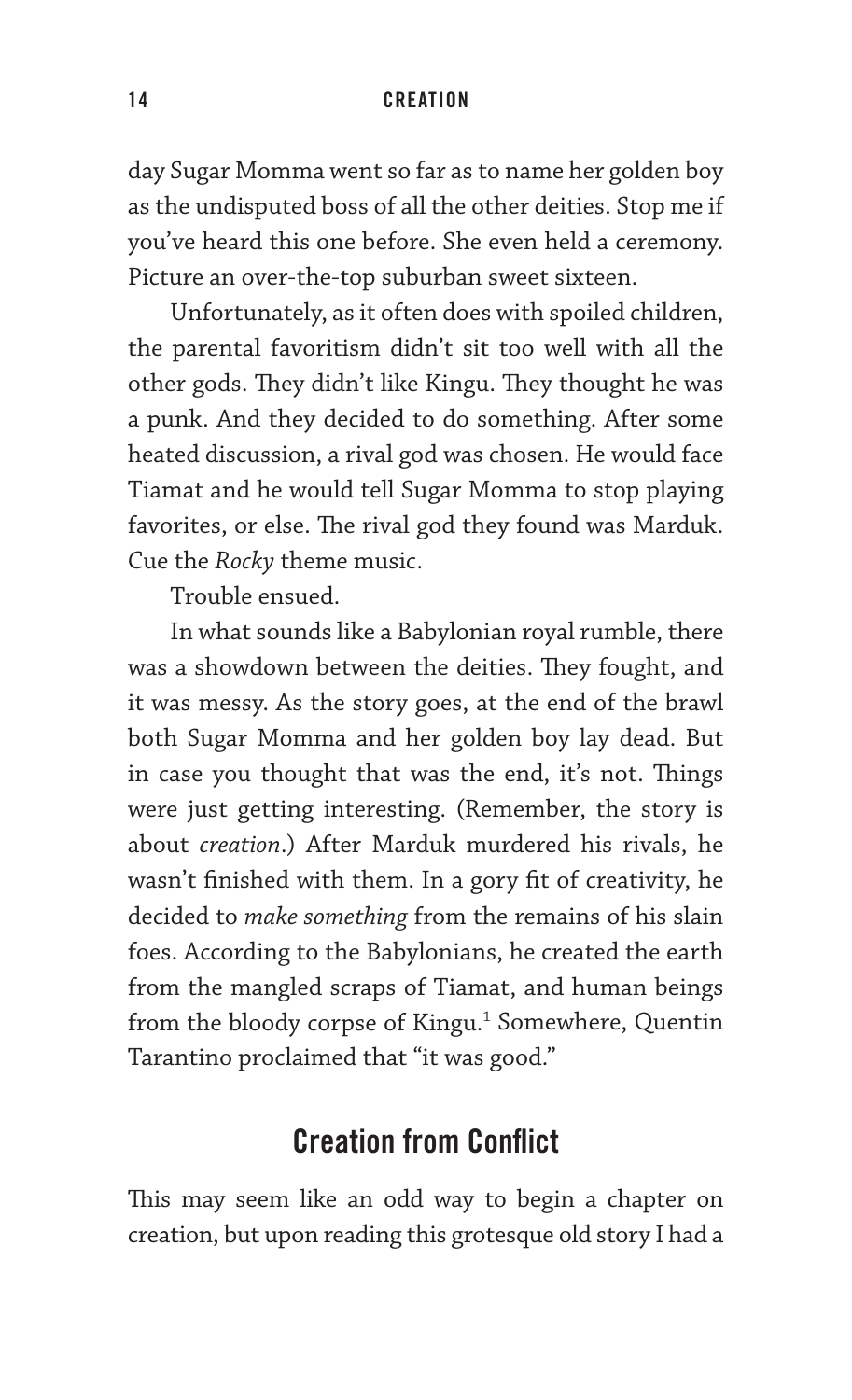day Sugar Momma went so far as to name her golden boy as the undisputed boss of all the other deities. Stop me if you've heard this one before. She even held a ceremony. Picture an over-the-top suburban sweet sixteen.

Unfortunately, as it often does with spoiled children, the parental favoritism didn't sit too well with all the other gods. They didn't like Kingu. They thought he was a punk. And they decided to do something. After some heated discussion, a rival god was chosen. He would face Tiamat and he would tell Sugar Momma to stop playing favorites, or else. The rival god they found was Marduk. Cue the *Rocky* theme music.

Trouble ensued.

In what sounds like a Babylonian royal rumble, there was a showdown between the deities. They fought, and it was messy. As the story goes, at the end of the brawl both Sugar Momma and her golden boy lay dead. But in case you thought that was the end, it's not. Things were just getting interesting. (Remember, the story is about *creation*.) After Marduk murdered his rivals, he wasn't finished with them. In a gory fit of creativity, he decided to *make something* from the remains of his slain foes. According to the Babylonians, he created the earth from the mangled scraps of Tiamat, and human beings from the bloody corpse of Kingu.[1] Somewhere, Quentin Tarantino proclaimed that "it was good."

## Creation from Conflict

This may seem like an odd way to begin a chapter on creation, but upon reading this grotesque old story I had a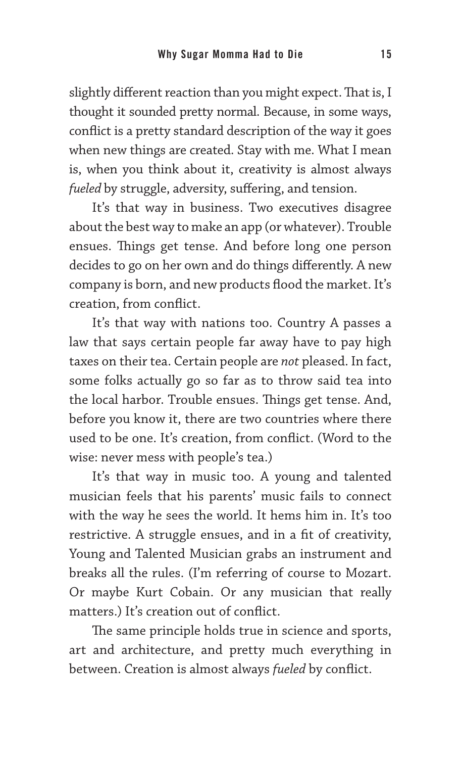slightly different reaction than you might expect. That is, I thought it sounded pretty normal. Because, in some ways, conflict is a pretty standard description of the way it goes when new things are created. Stay with me. What I mean is, when you think about it, creativity is almost always *fueled* by struggle, adversity, suffering, and tension.

It's that way in business. Two executives disagree about the best way to make an app (or whatever). Trouble ensues. Things get tense. And before long one person decides to go on her own and do things differently. A new company is born, and new products flood the market. It's creation, from conflict.

It's that way with nations too. Country A passes a law that says certain people far away have to pay high taxes on their tea. Certain people are *not* pleased. In fact, some folks actually go so far as to throw said tea into the local harbor. Trouble ensues. Things get tense. And, before you know it, there are two countries where there used to be one. It's creation, from conflict. (Word to the wise: never mess with people's tea.)

It's that way in music too. A young and talented musician feels that his parents' music fails to connect with the way he sees the world. It hems him in. It's too restrictive. A struggle ensues, and in a fit of creativity, Young and Talented Musician grabs an instrument and breaks all the rules. (I'm referring of course to Mozart. Or maybe Kurt Cobain. Or any musician that really matters.) It's creation out of conflict.

The same principle holds true in science and sports, art and architecture, and pretty much everything in between. Creation is almost always *fueled* by conflict.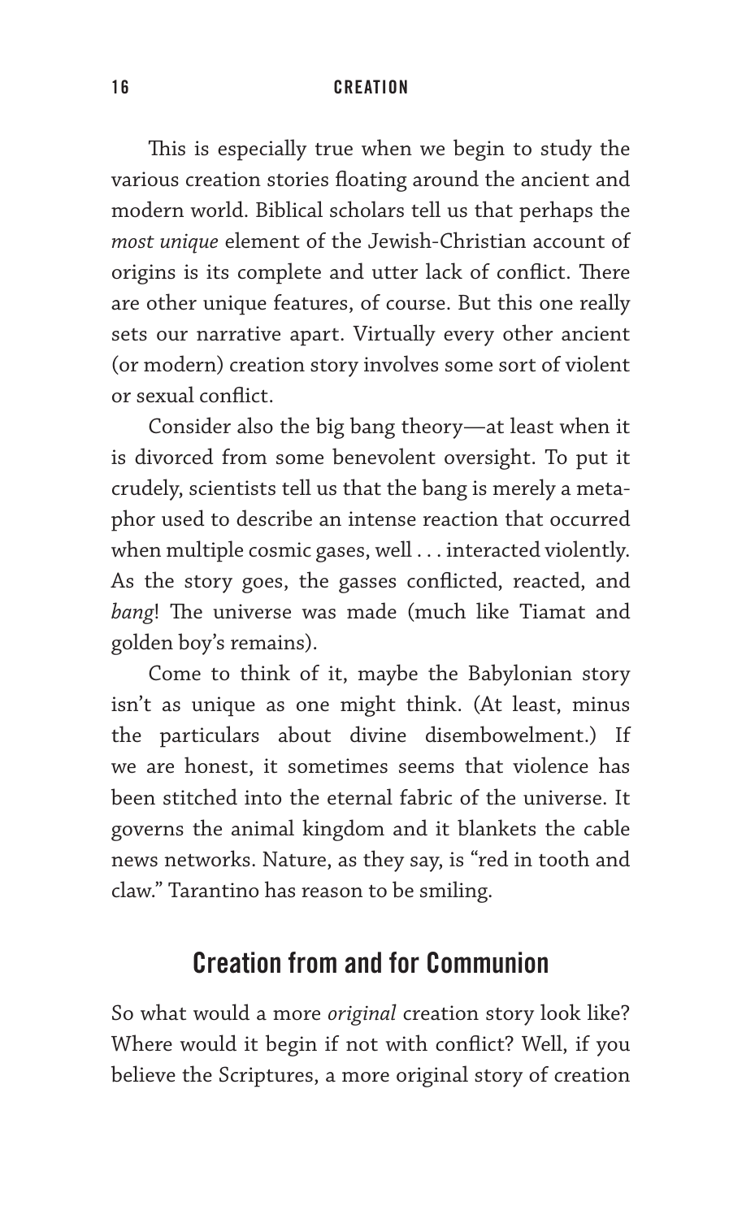This is especially true when we begin to study the various creation stories floating around the ancient and modern world. Biblical scholars tell us that perhaps the *most unique* element of the Jewish-Christian account of origins is its complete and utter lack of conflict. There are other unique features, of course. But this one really sets our narrative apart. Virtually every other ancient (or modern) creation story involves some sort of violent or sexual conflict.

Consider also the big bang theory—at least when it is divorced from some benevolent oversight. To put it crudely, scientists tell us that the bang is merely a metaphor used to describe an intense reaction that occurred when multiple cosmic gases, well . . . interacted violently. As the story goes, the gasses conflicted, reacted, and *bang*! The universe was made (much like Tiamat and golden boy's remains).

Come to think of it, maybe the Babylonian story isn't as unique as one might think. (At least, minus the particulars about divine disembowelment.) If we are honest, it sometimes seems that violence has been stitched into the eternal fabric of the universe. It governs the animal kingdom and it blankets the cable news networks. Nature, as they say, is "red in tooth and claw." Tarantino has reason to be smiling.

## Creation from and for Communion

So what would a more *original* creation story look like? Where would it begin if not with conflict? Well, if you believe the Scriptures, a more original story of creation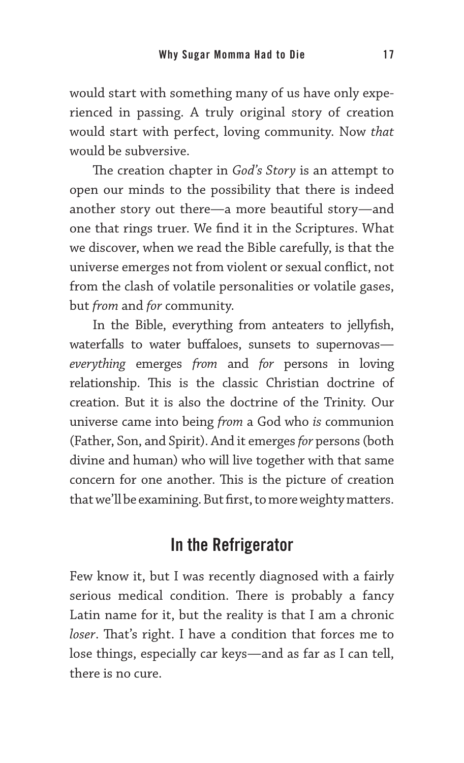would start with something many of us have only experienced in passing. A truly original story of creation would start with perfect, loving community. Now *that* would be subversive.

The creation chapter in *God's Story* is an attempt to open our minds to the possibility that there is indeed another story out there—a more beautiful story—and one that rings truer. We find it in the Scriptures. What we discover, when we read the Bible carefully, is that the universe emerges not from violent or sexual conflict, not from the clash of volatile personalities or volatile gases, but *from* and *for* community.

In the Bible, everything from anteaters to jellyfish, waterfalls to water buffaloes, sunsets to supernovas—*everything* emerges *from* and *for* persons in loving relationship. This is the classic Christian doctrine of creation. But it is also the doctrine of the Trinity. Our universe came into being *from* a God who *is* communion (Father, Son, and Spirit). And it emerges *for* persons (both divine and human) who will live together with that same concern for one another. This is the picture of creation that we'll be examining. But first, to more weighty matters.

## In the Refrigerator

Few know it, but I was recently diagnosed with a fairly serious medical condition. There is probably a fancy Latin name for it, but the reality is that I am a chronic *loser*. That's right. I have a condition that forces me to lose things, especially car keys—and as far as I can tell, there is no cure.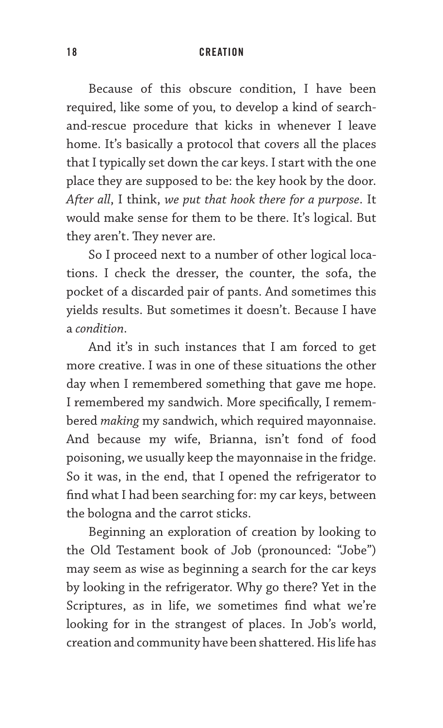Because of this obscure condition, I have been required, like some of you, to develop a kind of search-and-rescue procedure that kicks in whenever I leave home. It's basically a protocol that covers all the places that I typically set down the car keys. I start with the one place they are supposed to be: the key hook by the door. *After all*, I think, *we put that hook there for a purpose*. It would make sense for them to be there. It's logical. But they aren't. They never are.

So I proceed next to a number of other logical locations. I check the dresser, the counter, the sofa, the pocket of a discarded pair of pants. And sometimes this yields results. But sometimes it doesn't. Because I have a *condition*.

And it's in such instances that I am forced to get more creative. I was in one of these situations the other day when I remembered something that gave me hope. I remembered my sandwich. More specifically, I remembered *making* my sandwich, which required mayonnaise. And because my wife, Brianna, isn't fond of food poisoning, we usually keep the mayonnaise in the fridge. So it was, in the end, that I opened the refrigerator to find what I had been searching for: my car keys, between the bologna and the carrot sticks.

Beginning an exploration of creation by looking to the Old Testament book of Job (pronounced: "Jobe") may seem as wise as beginning a search for the car keys by looking in the refrigerator. Why go there? Yet in the Scriptures, as in life, we sometimes find what we're looking for in the strangest of places. In Job's world, creation and community have been shattered. His life has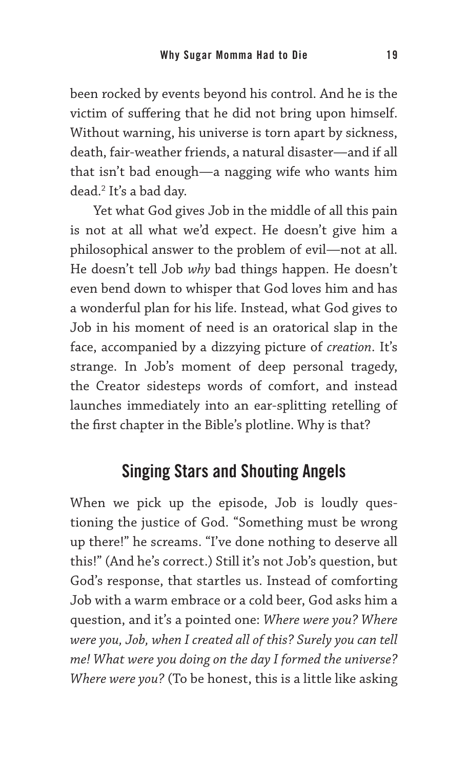been rocked by events beyond his control. And he is the victim of suffering that he did not bring upon himself. Without warning, his universe is torn apart by sickness, death, fair-weather friends, a natural disaster—and if all that isn't bad enough—a nagging wife who wants him dead.[2] It's a bad day.

Yet what God gives Job in the middle of all this pain is not at all what we'd expect. He doesn't give him a philosophical answer to the problem of evil—not at all. He doesn't tell Job *why* bad things happen. He doesn't even bend down to whisper that God loves him and has a wonderful plan for his life. Instead, what God gives to Job in his moment of need is an oratorical slap in the face, accompanied by a dizzying picture of *creation*. It's strange. In Job's moment of deep personal tragedy, the Creator sidesteps words of comfort, and instead launches immediately into an ear-splitting retelling of the first chapter in the Bible's plotline. Why is that?

## Singing Stars and Shouting Angels

When we pick up the episode, Job is loudly questioning the justice of God. "Something must be wrong up there!" he screams. "I've done nothing to deserve all this!" (And he's correct.) Still it's not Job's question, but God's response, that startles us. Instead of comforting Job with a warm embrace or a cold beer, God asks him a question, and it's a pointed one: *Where were you? Where were you, Job, when I created all of this? Surely you can tell me! What were you doing on the day I formed the universe? Where were you?* (To be honest, this is a little like asking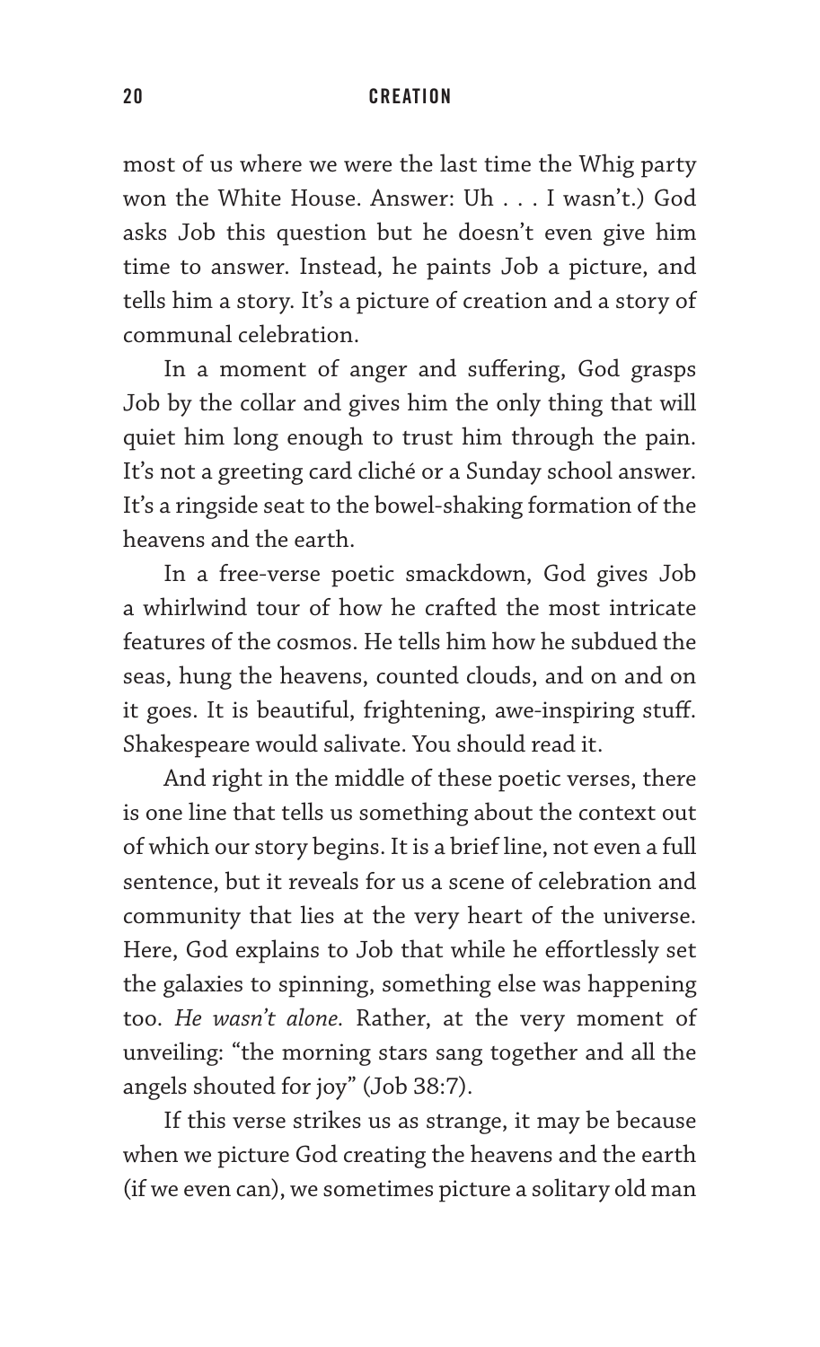most of us where we were the last time the Whig party won the White House. Answer: Uh . . . I wasn't.) God asks Job this question but he doesn't even give him time to answer. Instead, he paints Job a picture, and tells him a story. It's a picture of creation and a story of communal celebration.

In a moment of anger and suffering, God grasps Job by the collar and gives him the only thing that will quiet him long enough to trust him through the pain. It's not a greeting card cliché or a Sunday school answer. It's a ringside seat to the bowel-shaking formation of the heavens and the earth.

In a free-verse poetic smackdown, God gives Job a whirlwind tour of how he crafted the most intricate features of the cosmos. He tells him how he subdued the seas, hung the heavens, counted clouds, and on and on it goes. It is beautiful, frightening, awe-inspiring stuff. Shakespeare would salivate. You should read it.

And right in the middle of these poetic verses, there is one line that tells us something about the context out of which our story begins. It is a brief line, not even a full sentence, but it reveals for us a scene of celebration and community that lies at the very heart of the universe. Here, God explains to Job that while he effortlessly set the galaxies to spinning, something else was happening too. *He wasn't alone.* Rather, at the very moment of unveiling: "the morning stars sang together and all the angels shouted for joy" (Job 38:7).

If this verse strikes us as strange, it may be because when we picture God creating the heavens and the earth (if we even can), we sometimes picture a solitary old man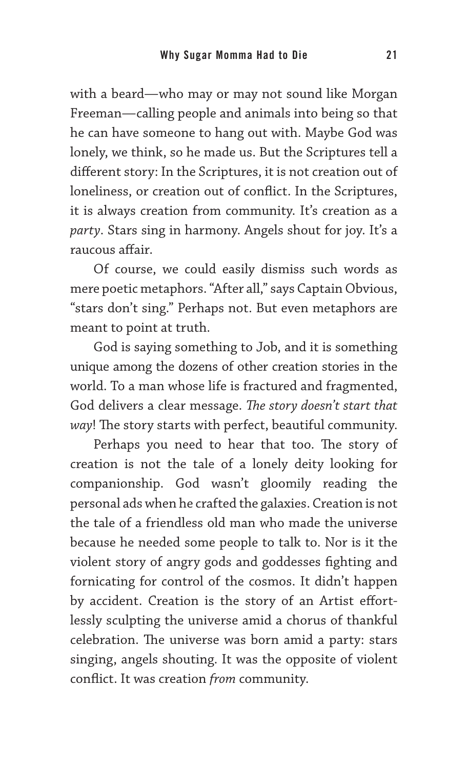with a beard—who may or may not sound like Morgan Freeman—calling people and animals into being so that he can have someone to hang out with. Maybe God was lonely, we think, so he made us. But the Scriptures tell a different story: In the Scriptures, it is not creation out of loneliness, or creation out of conflict. In the Scriptures, it is always creation from community. It's creation as a *party*. Stars sing in harmony. Angels shout for joy. It's a raucous affair.

Of course, we could easily dismiss such words as mere poetic metaphors. "After all," says Captain Obvious, "stars don't sing." Perhaps not. But even metaphors are meant to point at truth.

God is saying something to Job, and it is something unique among the dozens of other creation stories in the world. To a man whose life is fractured and fragmented, God delivers a clear message. *The story doesn't start that way*! The story starts with perfect, beautiful community.

Perhaps you need to hear that too. The story of creation is not the tale of a lonely deity looking for companionship. God wasn't gloomily reading the personal ads when he crafted the galaxies. Creation is not the tale of a friendless old man who made the universe because he needed some people to talk to. Nor is it the violent story of angry gods and goddesses fighting and fornicating for control of the cosmos. It didn't happen by accident. Creation is the story of an Artist effortlessly sculpting the universe amid a chorus of thankful celebration. The universe was born amid a party: stars singing, angels shouting. It was the opposite of violent conflict. It was creation *from* community.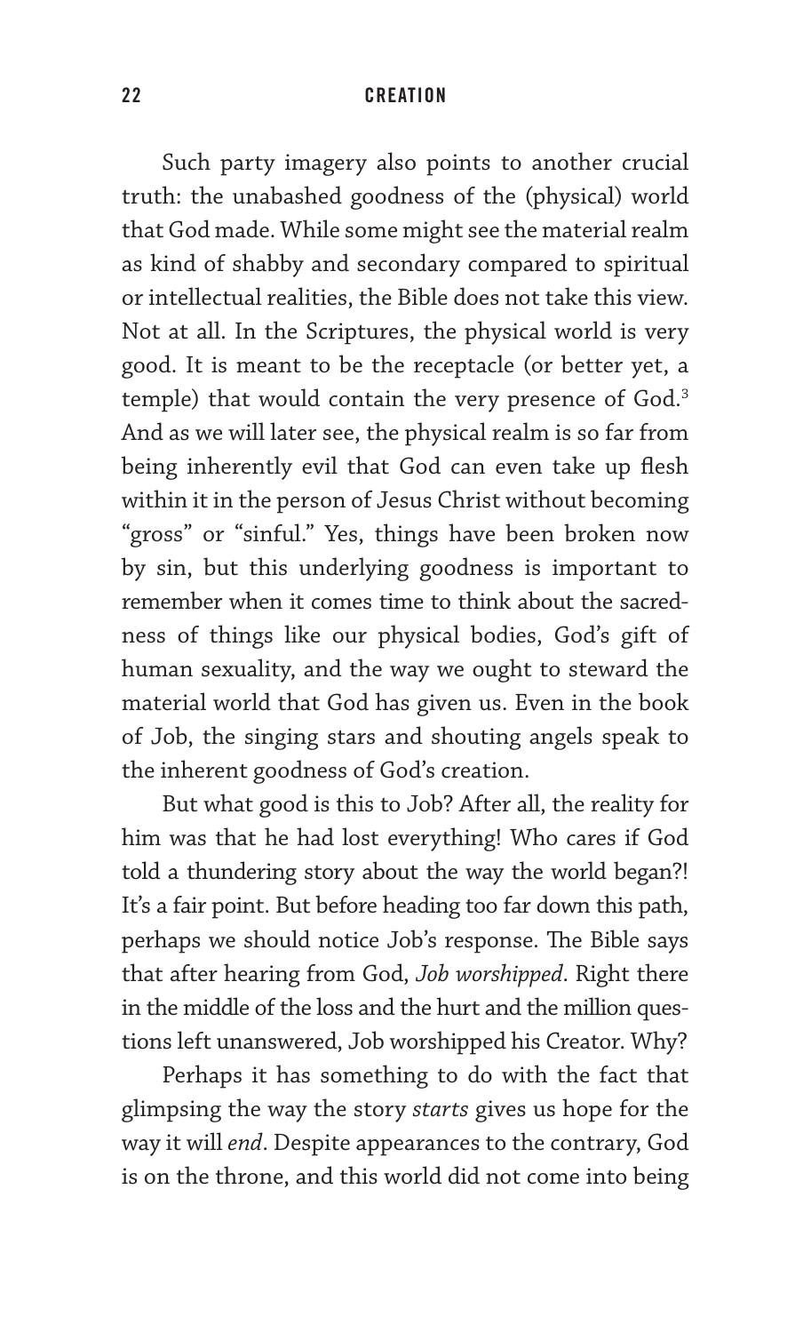Such party imagery also points to another crucial truth: the unabashed goodness of the (physical) world that God made. While some might see the material realm as kind of shabby and secondary compared to spiritual or intellectual realities, the Bible does not take this view. Not at all. In the Scriptures, the physical world is very good. It is meant to be the receptacle (or better yet, a temple) that would contain the very presence of God.[3] And as we will later see, the physical realm is so far from being inherently evil that God can even take up flesh within it in the person of Jesus Christ without becoming "gross" or "sinful." Yes, things have been broken now by sin, but this underlying goodness is important to remember when it comes time to think about the sacredness of things like our physical bodies, God's gift of human sexuality, and the way we ought to steward the material world that God has given us. Even in the book of Job, the singing stars and shouting angels speak to the inherent goodness of God's creation.

But what good is this to Job? After all, the reality for him was that he had lost everything! Who cares if God told a thundering story about the way the world began?! It's a fair point. But before heading too far down this path, perhaps we should notice Job's response. The Bible says that after hearing from God, *Job worshipped*. Right there in the middle of the loss and the hurt and the million questions left unanswered, Job worshipped his Creator. Why?

Perhaps it has something to do with the fact that glimpsing the way the story *starts* gives us hope for the way it will *end*. Despite appearances to the contrary, God is on the throne, and this world did not come into being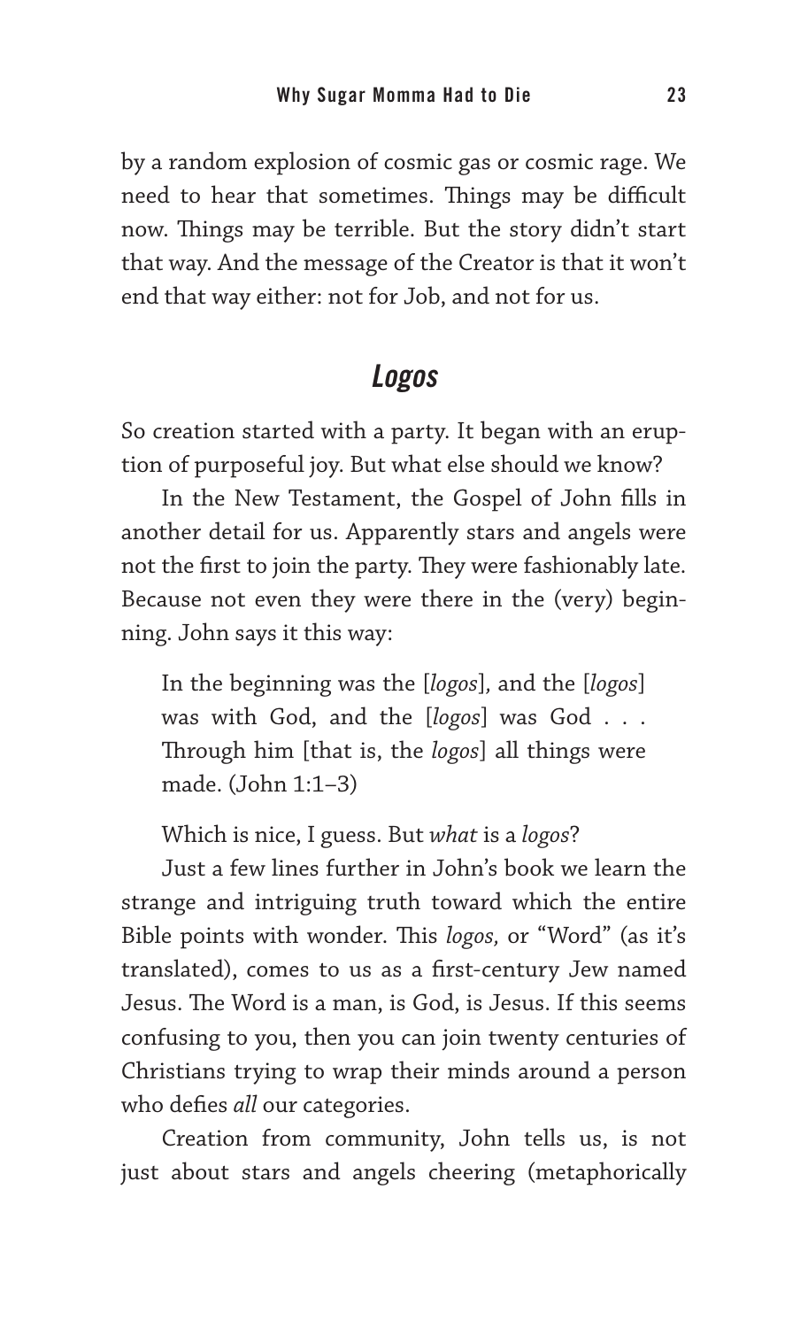by a random explosion of cosmic gas or cosmic rage. We need to hear that sometimes. Things may be difficult now. Things may be terrible. But the story didn't start that way. And the message of the Creator is that it won't end that way either: not for Job, and not for us.

## *Logos*

So creation started with a party. It began with an eruption of purposeful joy. But what else should we know?

In the New Testament, the Gospel of John fills in another detail for us. Apparently stars and angels were not the first to join the party. They were fashionably late. Because not even they were there in the (very) beginning. John says it this way:

> In the beginning was the [*logos*], and the [*logos*] was with God, and the [*logos*] was God . . . Through him [that is, the *logos*] all things were made. (John 1:1–3)

Which is nice, I guess. But *what* is a *logos*?

Just a few lines further in John's book we learn the strange and intriguing truth toward which the entire Bible points with wonder. This *logos,* or "Word" (as it's translated), comes to us as a first-century Jew named Jesus. The Word is a man, is God, is Jesus. If this seems confusing to you, then you can join twenty centuries of Christians trying to wrap their minds around a person who defies *all* our categories.

Creation from community, John tells us, is not just about stars and angels cheering (metaphorically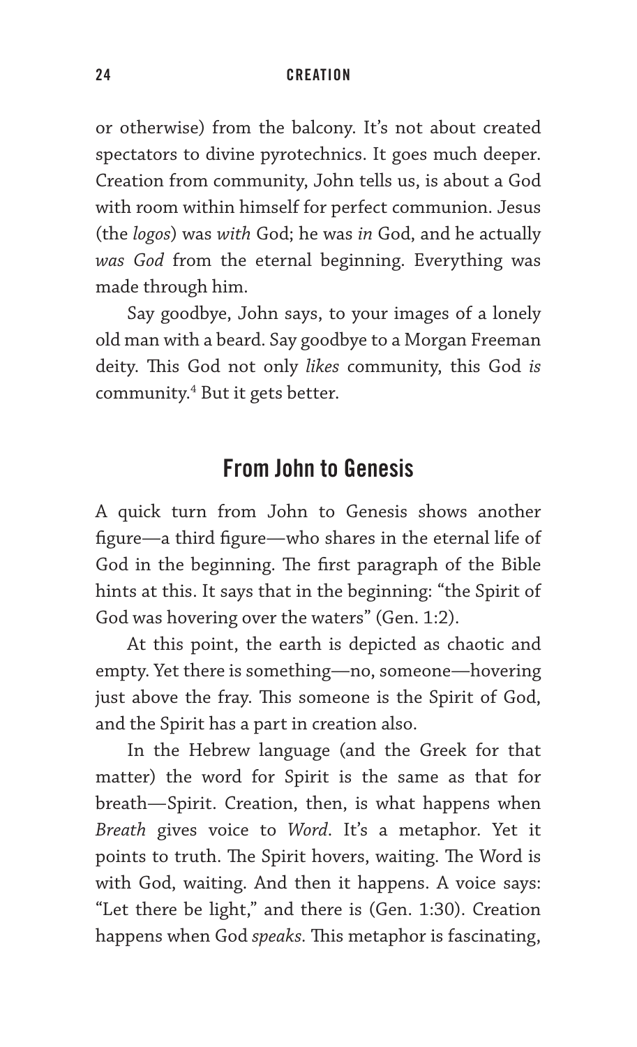or otherwise) from the balcony. It's not about created spectators to divine pyrotechnics. It goes much deeper. Creation from community, John tells us, is about a God with room within himself for perfect communion. Jesus (the *logos*) was *with* God; he was *in* God, and he actually *was God* from the eternal beginning. Everything was made through him.

Say goodbye, John says, to your images of a lonely old man with a beard. Say goodbye to a Morgan Freeman deity. This God not only *likes* community, this God *is* community.[4] But it gets better.

## From John to Genesis

A quick turn from John to Genesis shows another figure—a third figure—who shares in the eternal life of God in the beginning. The first paragraph of the Bible hints at this. It says that in the beginning: "the Spirit of God was hovering over the waters" (Gen. 1:2).

At this point, the earth is depicted as chaotic and empty. Yet there is something—no, someone—hovering just above the fray. This someone is the Spirit of God, and the Spirit has a part in creation also.

In the Hebrew language (and the Greek for that matter) the word for Spirit is the same as that for breath—Spirit. Creation, then, is what happens when *Breath* gives voice to *Word*. It's a metaphor. Yet it points to truth. The Spirit hovers, waiting. The Word is with God, waiting. And then it happens. A voice says: "Let there be light," and there is (Gen. 1:30). Creation happens when God *speaks*. This metaphor is fascinating,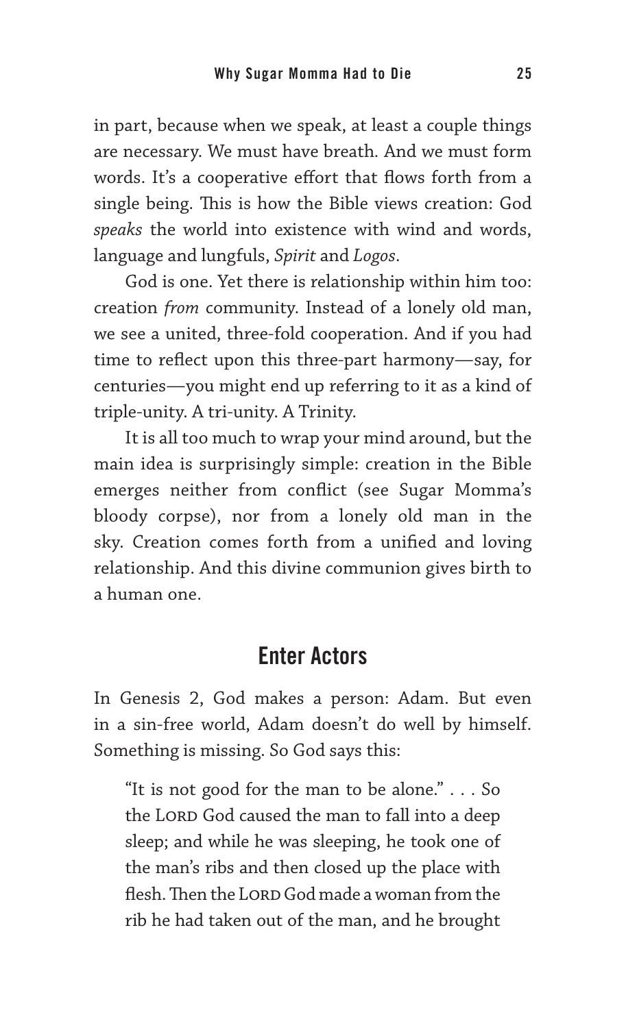in part, because when we speak, at least a couple things are necessary. We must have breath. And we must form words. It's a cooperative effort that flows forth from a single being. This is how the Bible views creation: God *speaks* the world into existence with wind and words, language and lungfuls, *Spirit* and *Logos*.

God is one. Yet there is relationship within him too: creation *from* community. Instead of a lonely old man, we see a united, three-fold cooperation. And if you had time to reflect upon this three-part harmony—say, for centuries—you might end up referring to it as a kind of triple-unity. A tri-unity. A Trinity.

It is all too much to wrap your mind around, but the main idea is surprisingly simple: creation in the Bible emerges neither from conflict (see Sugar Momma's bloody corpse), nor from a lonely old man in the sky. Creation comes forth from a unified and loving relationship. And this divine communion gives birth to a human one.

## Enter Actors

In Genesis 2, God makes a person: Adam. But even in a sin-free world, Adam doesn't do well by himself. Something is missing. So God says this:

> "It is not good for the man to be alone." . . . So the LORD God caused the man to fall into a deep sleep; and while he was sleeping, he took one of the man's ribs and then closed up the place with flesh. Then the LORD God made a woman from the rib he had taken out of the man, and he brought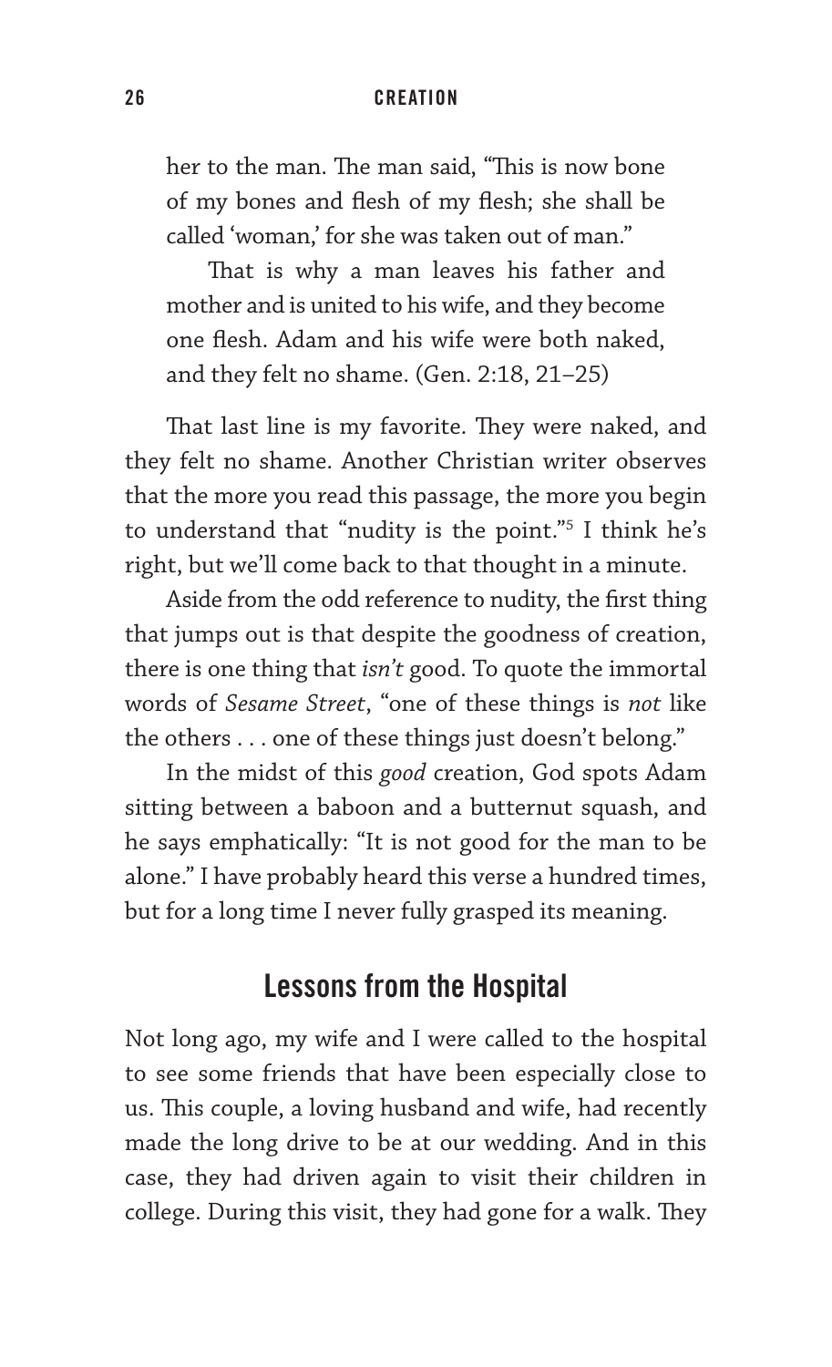her to the man. The man said, "This is now bone of my bones and flesh of my flesh; she shall be called 'woman,' for she was taken out of man."

That is why a man leaves his father and mother and is united to his wife, and they become one flesh. Adam and his wife were both naked, and they felt no shame. (Gen. 2:18, 21–25)

That last line is my favorite. They were naked, and they felt no shame. Another Christian writer observes that the more you read this passage, the more you begin to understand that "nudity is the point."[5] I think he's right, but we'll come back to that thought in a minute.

Aside from the odd reference to nudity, the first thing that jumps out is that despite the goodness of creation, there is one thing that *isn't* good. To quote the immortal words of *Sesame Street*, "one of these things is *not* like the others . . . one of these things just doesn't belong."

In the midst of this *good* creation, God spots Adam sitting between a baboon and a butternut squash, and he says emphatically: "It is not good for the man to be alone." I have probably heard this verse a hundred times, but for a long time I never fully grasped its meaning.

## Lessons from the Hospital

Not long ago, my wife and I were called to the hospital to see some friends that have been especially close to us. This couple, a loving husband and wife, had recently made the long drive to be at our wedding. And in this case, they had driven again to visit their children in college. During this visit, they had gone for a walk. They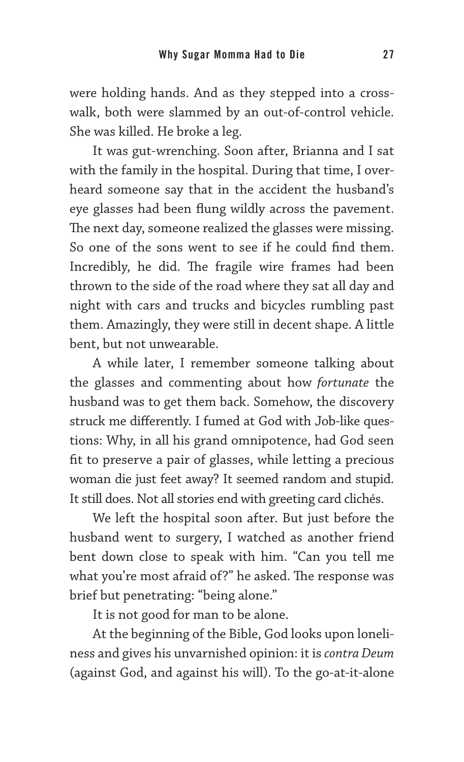were holding hands. And as they stepped into a crosswalk, both were slammed by an out-of-control vehicle. She was killed. He broke a leg.

It was gut-wrenching. Soon after, Brianna and I sat with the family in the hospital. During that time, I overheard someone say that in the accident the husband's eye glasses had been flung wildly across the pavement. The next day, someone realized the glasses were missing. So one of the sons went to see if he could find them. Incredibly, he did. The fragile wire frames had been thrown to the side of the road where they sat all day and night with cars and trucks and bicycles rumbling past them. Amazingly, they were still in decent shape. A little bent, but not unwearable.

A while later, I remember someone talking about the glasses and commenting about how *fortunate* the husband was to get them back. Somehow, the discovery struck me differently. I fumed at God with Job-like questions: Why, in all his grand omnipotence, had God seen fit to preserve a pair of glasses, while letting a precious woman die just feet away? It seemed random and stupid. It still does. Not all stories end with greeting card clichés.

We left the hospital soon after. But just before the husband went to surgery, I watched as another friend bent down close to speak with him. "Can you tell me what you're most afraid of?" he asked. The response was brief but penetrating: "being alone."

It is not good for man to be alone.

At the beginning of the Bible, God looks upon loneliness and gives his unvarnished opinion: it is *contra Deum* (against God, and against his will). To the go-at-it-alone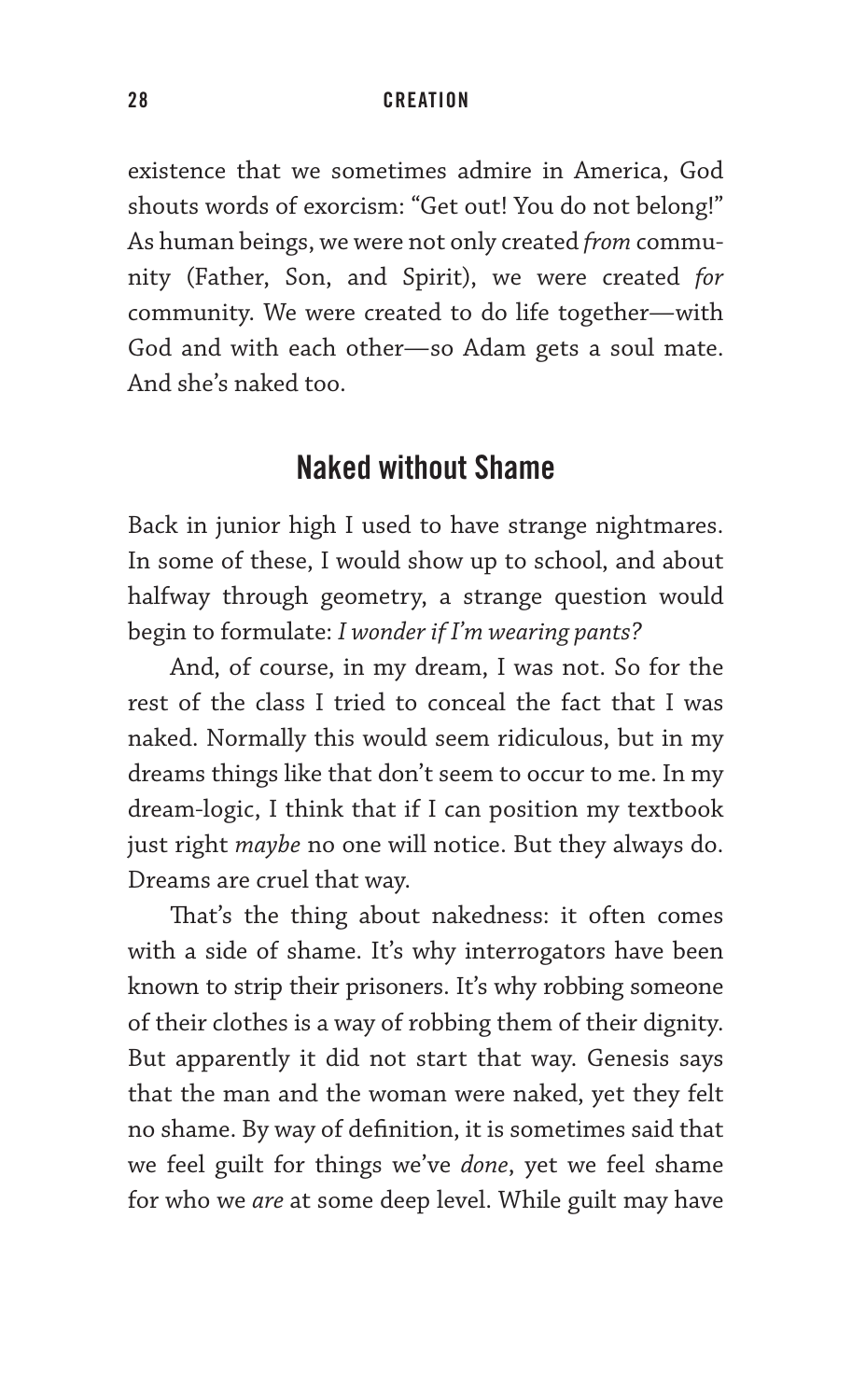existence that we sometimes admire in America, God shouts words of exorcism: "Get out! You do not belong!" As human beings, we were not only created *from* community (Father, Son, and Spirit), we were created *for* community. We were created to do life together—with God and with each other—so Adam gets a soul mate. And she's naked too.

## Naked without Shame

Back in junior high I used to have strange nightmares. In some of these, I would show up to school, and about halfway through geometry, a strange question would begin to formulate: *I wonder if I'm wearing pants?*

And, of course, in my dream, I was not. So for the rest of the class I tried to conceal the fact that I was naked. Normally this would seem ridiculous, but in my dreams things like that don't seem to occur to me. In my dream-logic, I think that if I can position my textbook just right *maybe* no one will notice. But they always do. Dreams are cruel that way.

That's the thing about nakedness: it often comes with a side of shame. It's why interrogators have been known to strip their prisoners. It's why robbing someone of their clothes is a way of robbing them of their dignity. But apparently it did not start that way. Genesis says that the man and the woman were naked, yet they felt no shame. By way of definition, it is sometimes said that we feel guilt for things we've *done*, yet we feel shame for who we *are* at some deep level. While guilt may have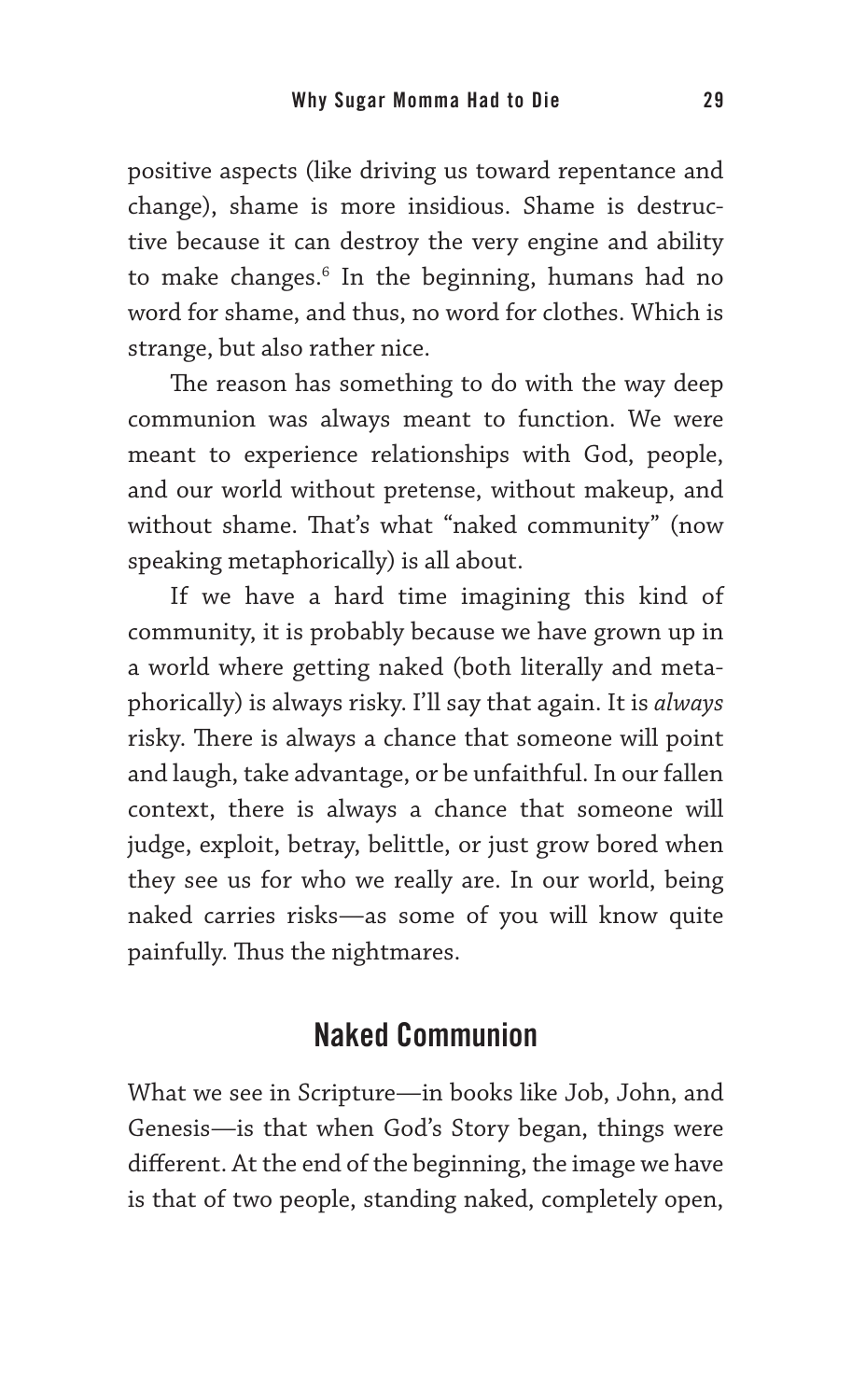positive aspects (like driving us toward repentance and change), shame is more insidious. Shame is destructive because it can destroy the very engine and ability to make changes.[6] In the beginning, humans had no word for shame, and thus, no word for clothes. Which is strange, but also rather nice.

The reason has something to do with the way deep communion was always meant to function. We were meant to experience relationships with God, people, and our world without pretense, without makeup, and without shame. That's what "naked community" (now speaking metaphorically) is all about.

If we have a hard time imagining this kind of community, it is probably because we have grown up in a world where getting naked (both literally and metaphorically) is always risky. I'll say that again. It is *always* risky. There is always a chance that someone will point and laugh, take advantage, or be unfaithful. In our fallen context, there is always a chance that someone will judge, exploit, betray, belittle, or just grow bored when they see us for who we really are. In our world, being naked carries risks—as some of you will know quite painfully. Thus the nightmares.

## Naked Communion

What we see in Scripture—in books like Job, John, and Genesis—is that when God's Story began, things were different. At the end of the beginning, the image we have is that of two people, standing naked, completely open,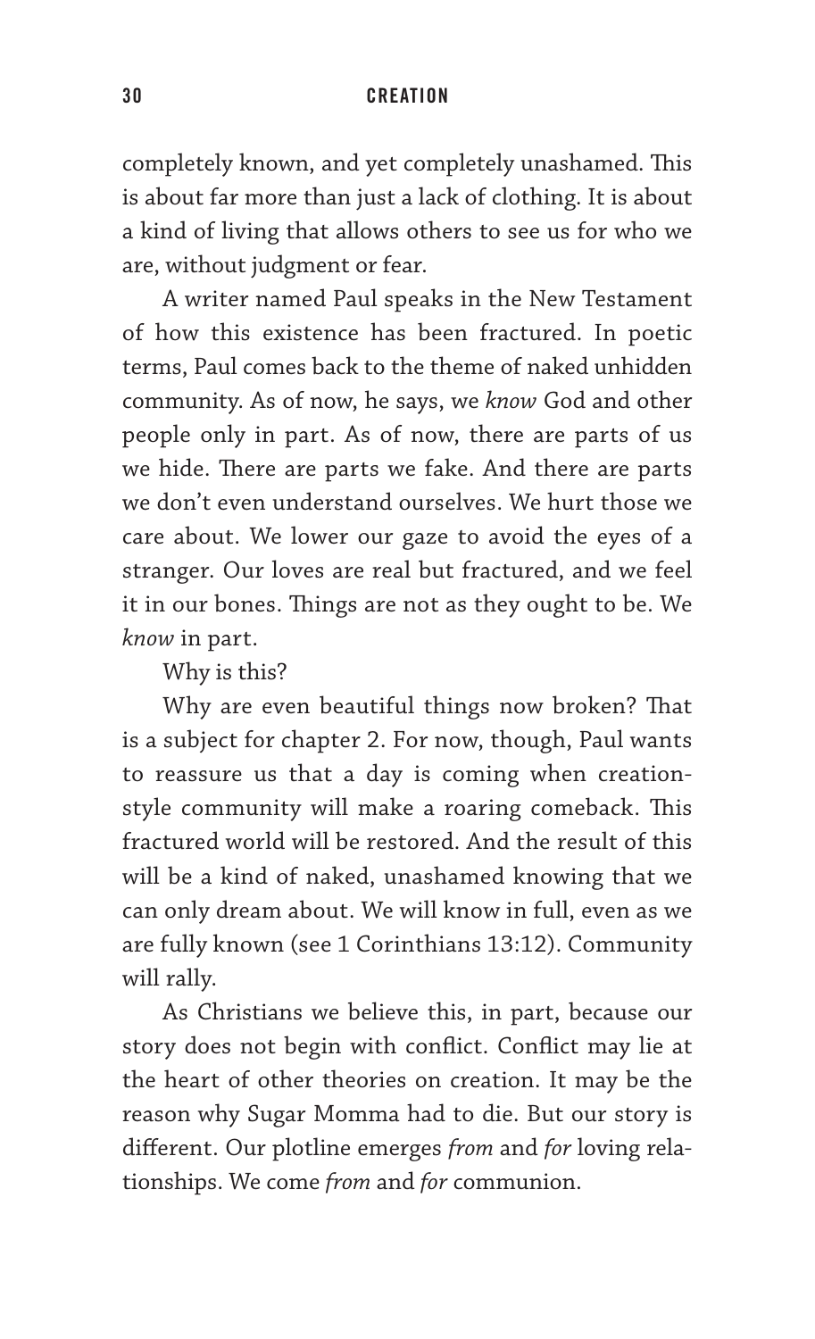completely known, and yet completely unashamed. This is about far more than just a lack of clothing. It is about a kind of living that allows others to see us for who we are, without judgment or fear.

A writer named Paul speaks in the New Testament of how this existence has been fractured. In poetic terms, Paul comes back to the theme of naked unhidden community. As of now, he says, we *know* God and other people only in part. As of now, there are parts of us we hide. There are parts we fake. And there are parts we don't even understand ourselves. We hurt those we care about. We lower our gaze to avoid the eyes of a stranger. Our loves are real but fractured, and we feel it in our bones. Things are not as they ought to be. We *know* in part.

Why is this?

Why are even beautiful things now broken? That is a subject for chapter 2. For now, though, Paul wants to reassure us that a day is coming when creation-style community will make a roaring comeback. This fractured world will be restored. And the result of this will be a kind of naked, unashamed knowing that we can only dream about. We will know in full, even as we are fully known (see 1 Corinthians 13:12). Community will rally.

As Christians we believe this, in part, because our story does not begin with conflict. Conflict may lie at the heart of other theories on creation. It may be the reason why Sugar Momma had to die. But our story is different. Our plotline emerges *from* and *for* loving relationships. We come *from* and *for* communion.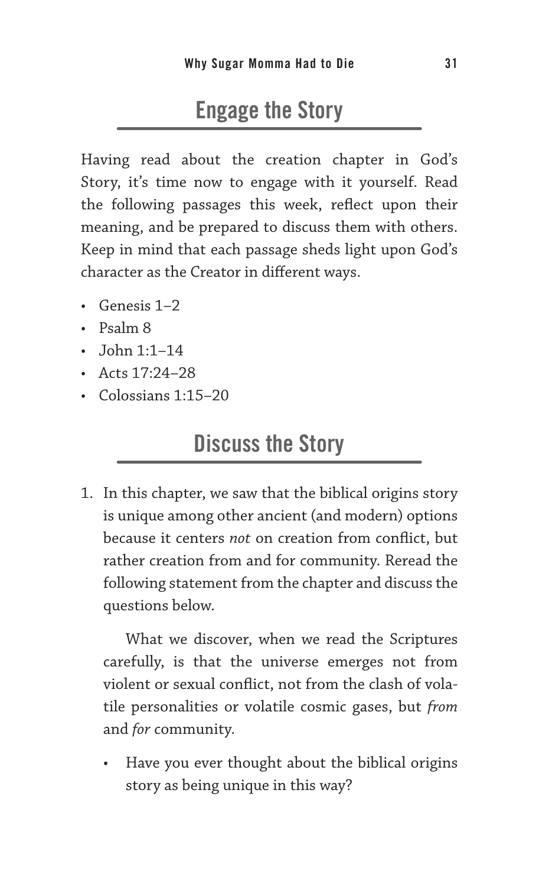## Engage the Story

Having read about the creation chapter in God's Story, it's time now to engage with it yourself. Read the following passages this week, reflect upon their meaning, and be prepared to discuss them with others. Keep in mind that each passage sheds light upon God's character as the Creator in different ways.

- Genesis 1–2
- Psalm 8
- John 1:1–14
- Acts 17:24–28
- Colossians 1:15–20

## Discuss the Story

1. In this chapter, we saw that the biblical origins story is unique among other ancient (and modern) options because it centers *not* on creation from conflict, but rather creation from and for community. Reread the following statement from the chapter and discuss the questions below.

   What we discover, when we read the Scriptures carefully, is that the universe emerges not from violent or sexual conflict, not from the clash of volatile personalities or volatile cosmic gases, but *from* and *for* community.

   - Have you ever thought about the biblical origins story as being unique in this way?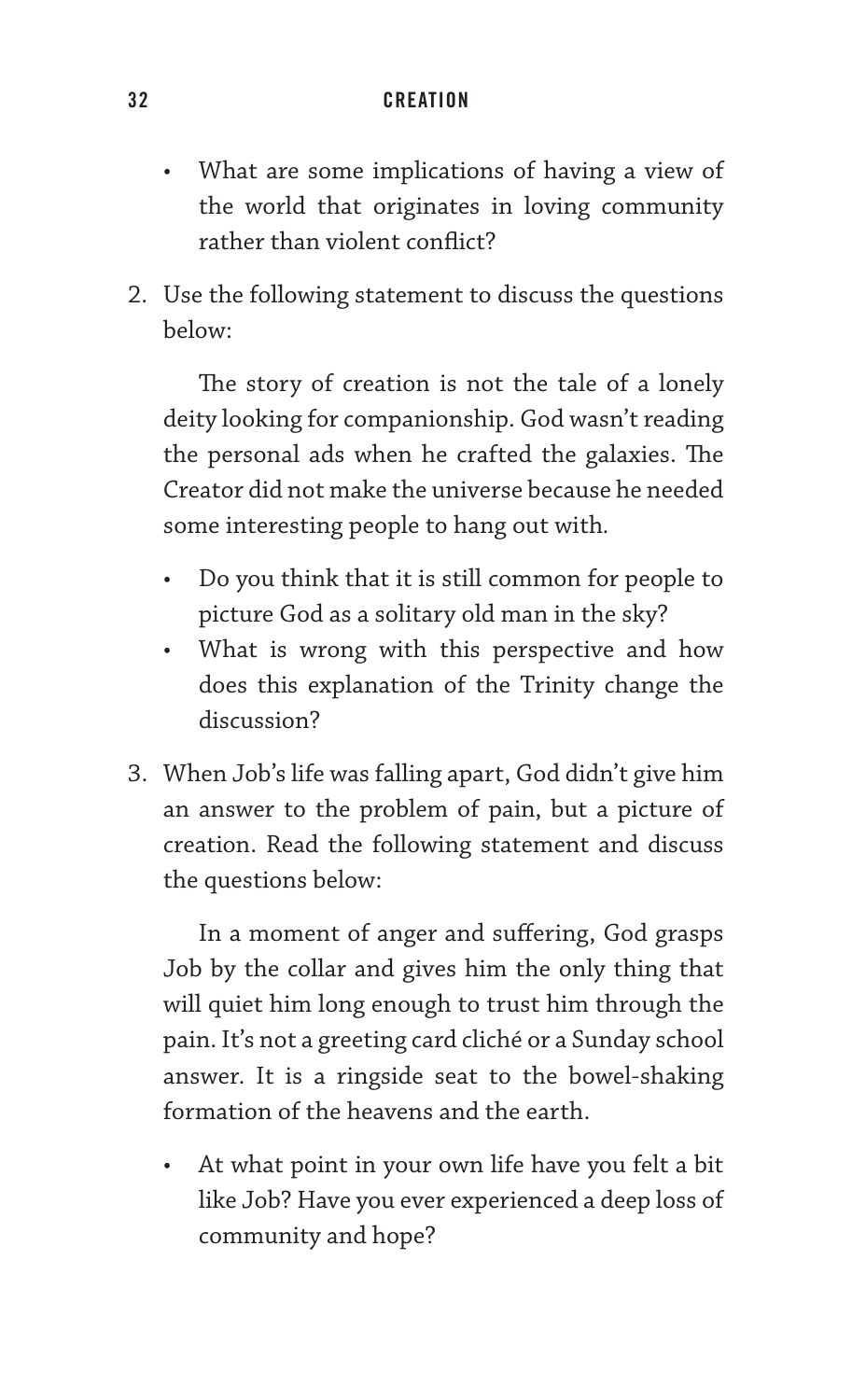- What are some implications of having a view of the world that originates in loving community rather than violent conflict?

2. Use the following statement to discuss the questions below:

   The story of creation is not the tale of a lonely deity looking for companionship. God wasn't reading the personal ads when he crafted the galaxies. The Creator did not make the universe because he needed some interesting people to hang out with.

   - Do you think that it is still common for people to picture God as a solitary old man in the sky?
   - What is wrong with this perspective and how does this explanation of the Trinity change the discussion?

3. When Job's life was falling apart, God didn't give him an answer to the problem of pain, but a picture of creation. Read the following statement and discuss the questions below:

   In a moment of anger and suffering, God grasps Job by the collar and gives him the only thing that will quiet him long enough to trust him through the pain. It's not a greeting card cliché or a Sunday school answer. It is a ringside seat to the bowel-shaking formation of the heavens and the earth.

   - At what point in your own life have you felt a bit like Job? Have you ever experienced a deep loss of community and hope?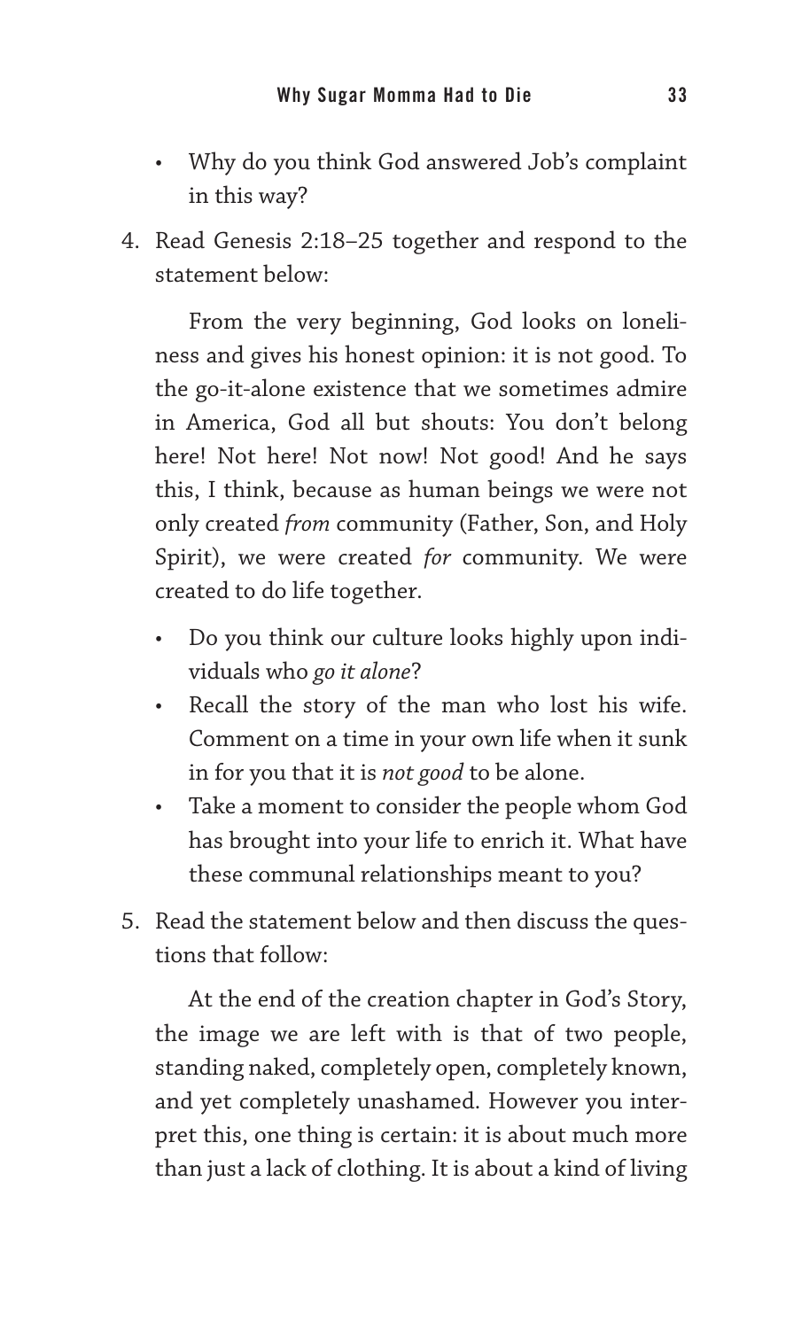- Why do you think God answered Job's complaint in this way?

4. Read Genesis 2:18–25 together and respond to the statement below:

   From the very beginning, God looks on loneliness and gives his honest opinion: it is not good. To the go-it-alone existence that we sometimes admire in America, God all but shouts: You don't belong here! Not here! Not now! Not good! And he says this, I think, because as human beings we were not only created *from* community (Father, Son, and Holy Spirit), we were created *for* community. We were created to do life together.

   - Do you think our culture looks highly upon individuals who *go it alone*?
   - Recall the story of the man who lost his wife. Comment on a time in your own life when it sunk in for you that it is *not good* to be alone.
   - Take a moment to consider the people whom God has brought into your life to enrich it. What have these communal relationships meant to you?

5. Read the statement below and then discuss the questions that follow:

   At the end of the creation chapter in God's Story, the image we are left with is that of two people, standing naked, completely open, completely known, and yet completely unashamed. However you interpret this, one thing is certain: it is about much more than just a lack of clothing. It is about a kind of living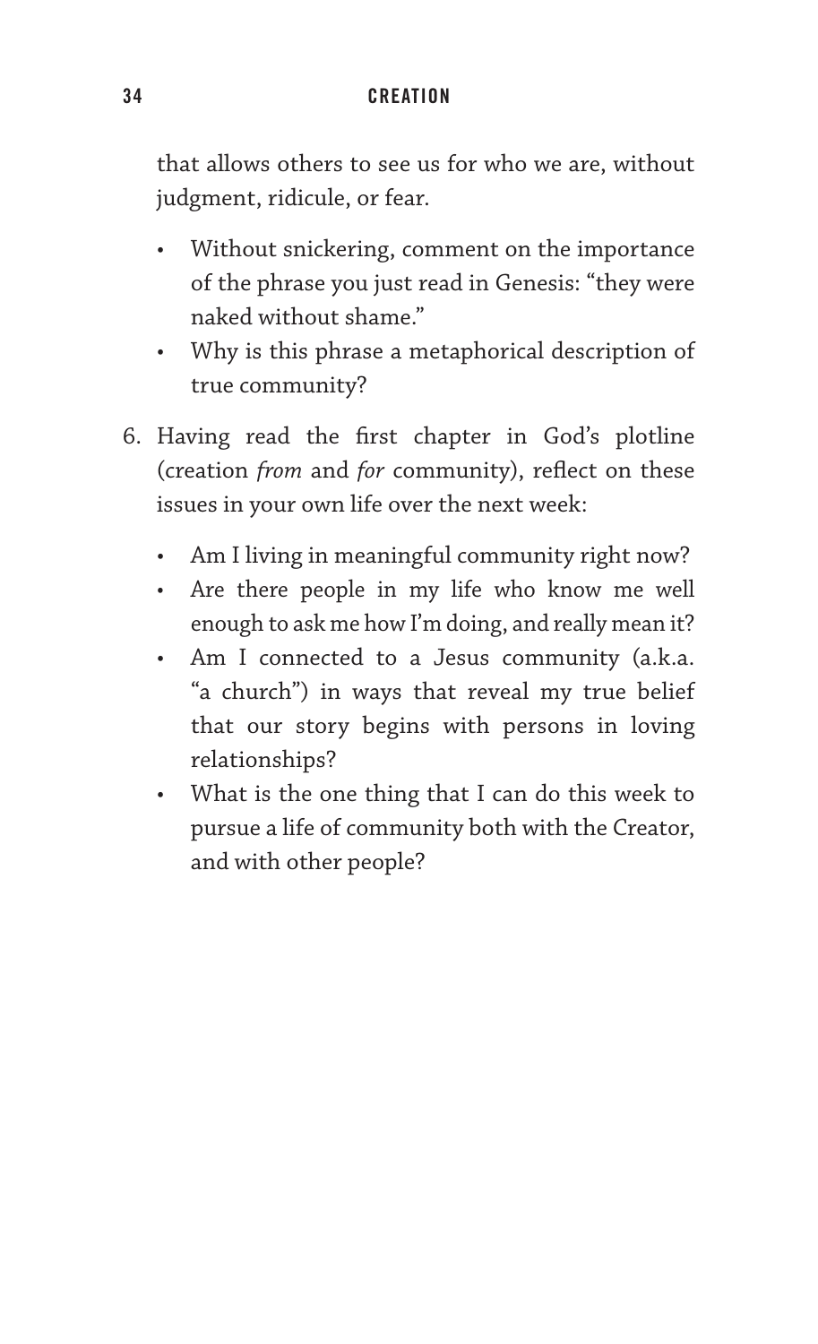that allows others to see us for who we are, without judgment, ridicule, or fear.

- Without snickering, comment on the importance of the phrase you just read in Genesis: "they were naked without shame."
- Why is this phrase a metaphorical description of true community?

6. Having read the first chapter in God's plotline (creation *from* and *for* community), reflect on these issues in your own life over the next week:

   - Am I living in meaningful community right now?
   - Are there people in my life who know me well enough to ask me how I'm doing, and really mean it?
   - Am I connected to a Jesus community (a.k.a. "a church") in ways that reveal my true belief that our story begins with persons in loving relationships?
   - What is the one thing that I can do this week to pursue a life of community both with the Creator, and with other people?